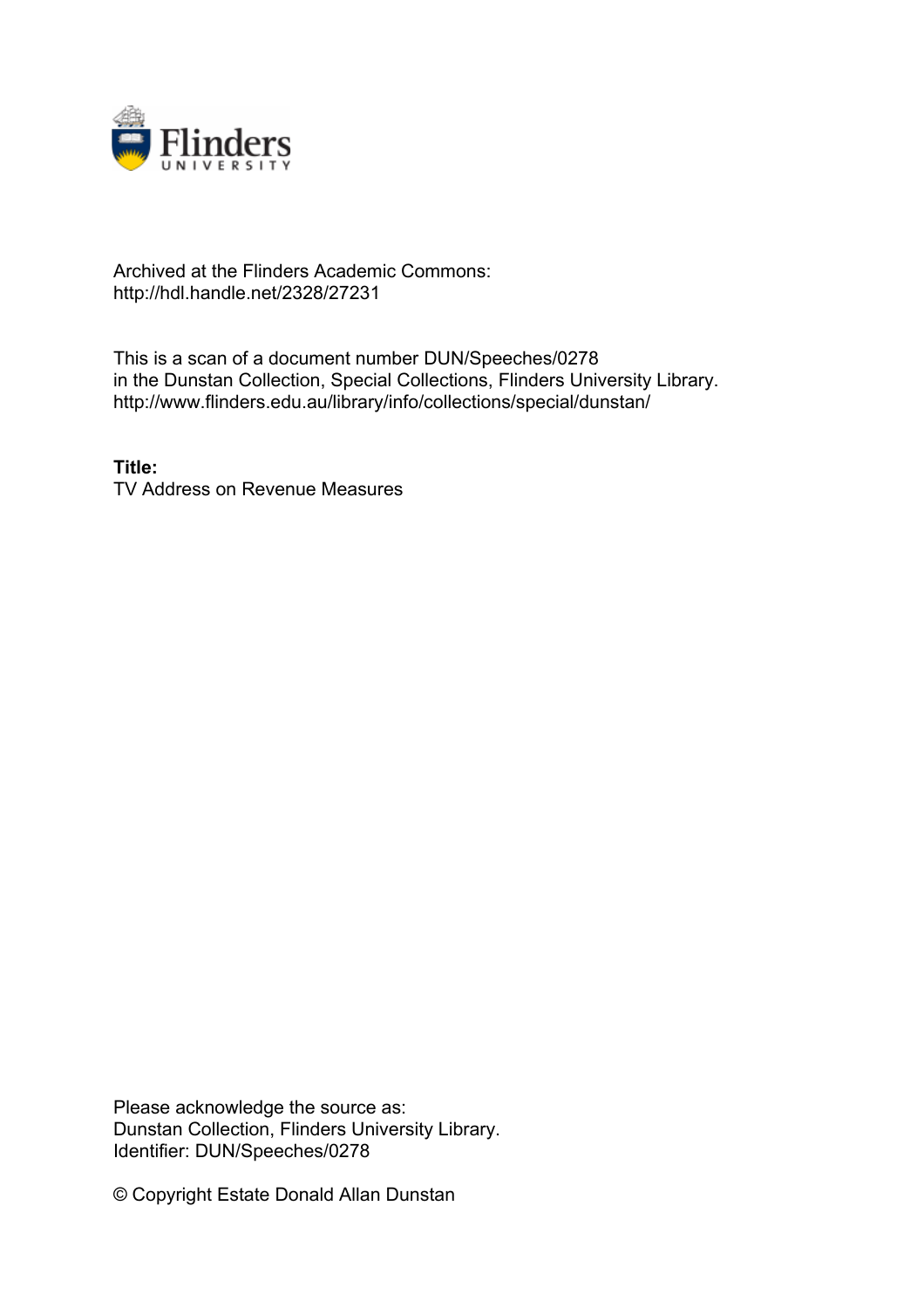Archived at the Flinders Academic Commons:
http://hdl.handle.net/2328/27231

This is a scan of a document number DUN/Speeches/0278
in the Dunstan Collection, Special Collections, Flinders University Library.
http://www.flinders.edu.au/library/info/collections/special/dunstan/

**Title:**
TV Address on Revenue Measures

Please acknowledge the source as:
Dunstan Collection, Flinders University Library.
Identifier: DUN/Speeches/0278

© Copyright Estate Donald Allan Dunstan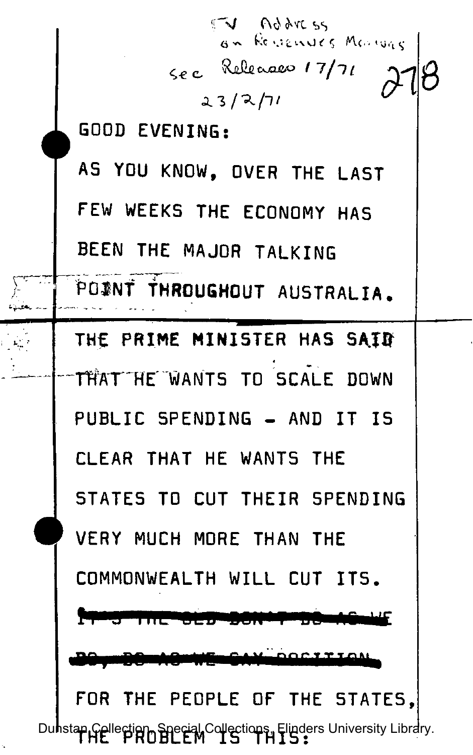TV Address
on Revenues Measures

see Releases 17/71

23/2/71

278

GOOD EVENING:

AS YOU KNOW, OVER THE LAST FEW WEEKS THE ECONOMY HAS BEEN THE MAJOR TALKING POINT THROUGHOUT AUSTRALIA.

THE PRIME MINISTER HAS SAID THAT HE WANTS TO SCALE DOWN PUBLIC SPENDING - AND IT IS CLEAR THAT HE WANTS THE STATES TO CUT THEIR SPENDING VERY MUCH MORE THAN THE COMMONWEALTH WILL CUT ITS.

~~IT'S THE OLD DON'T DO AS WE DO, DO AS WE SAY POSITION.~~

FOR THE PEOPLE OF THE STATES, THE PROBLEM IS THIS: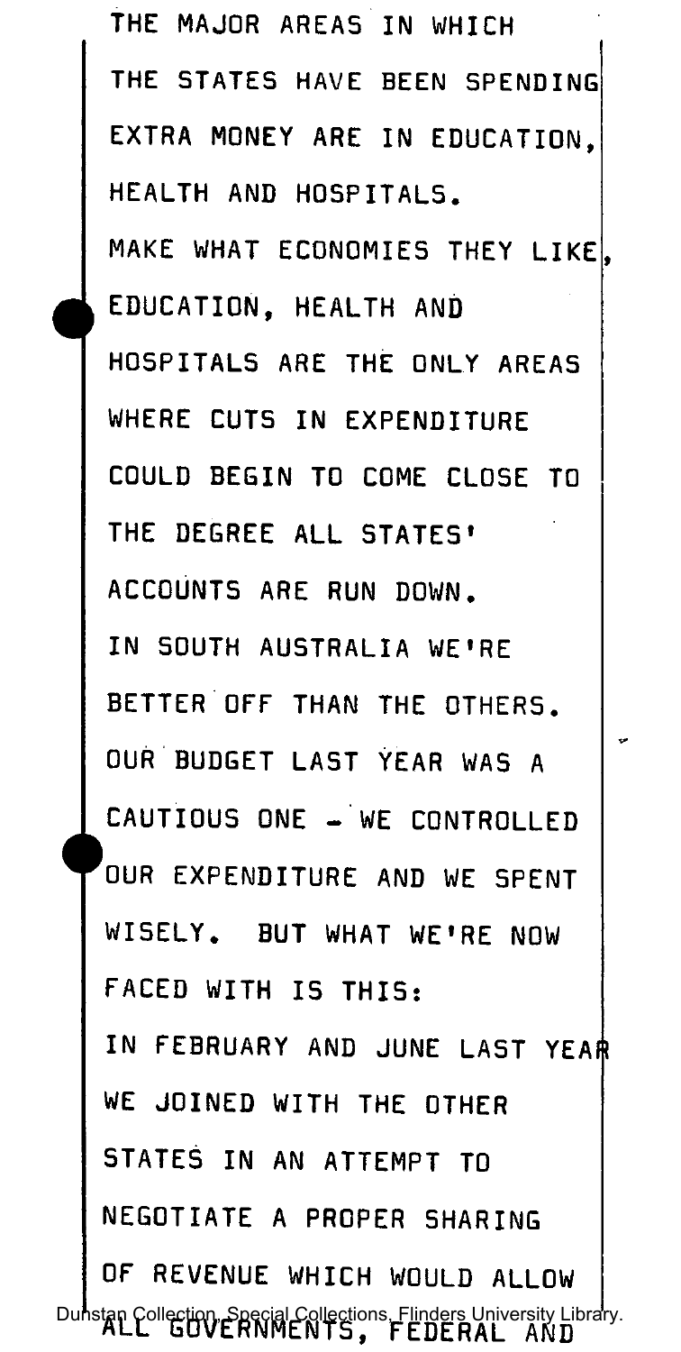THE MAJOR AREAS IN WHICH THE STATES HAVE BEEN SPENDING EXTRA MONEY ARE IN EDUCATION, HEALTH AND HOSPITALS.

MAKE WHAT ECONOMIES THEY LIKE, EDUCATION, HEALTH AND HOSPITALS ARE THE ONLY AREAS WHERE CUTS IN EXPENDITURE COULD BEGIN TO COME CLOSE TO THE DEGREE ALL STATES' ACCOUNTS ARE RUN DOWN.

IN SOUTH AUSTRALIA WE'RE BETTER OFF THAN THE OTHERS. OUR BUDGET LAST YEAR WAS A CAUTIOUS ONE - WE CONTROLLED OUR EXPENDITURE AND WE SPENT WISELY. BUT WHAT WE'RE NOW FACED WITH IS THIS:

IN FEBRUARY AND JUNE LAST YEAR WE JOINED WITH THE OTHER STATES IN AN ATTEMPT TO NEGOTIATE A PROPER SHARING OF REVENUE WHICH WOULD ALLOW ALL GOVERNMENTS, FEDERAL AND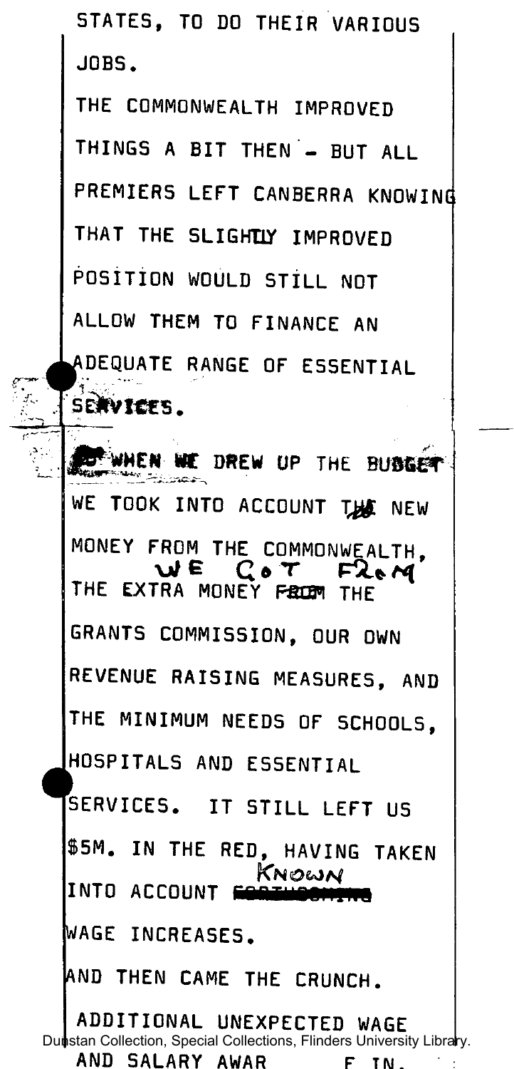STATES, TO DO THEIR VARIOUS JOBS.

THE COMMONWEALTH IMPROVED THINGS A BIT THEN - BUT ALL PREMIERS LEFT CANBERRA KNOWING THAT THE SLIGHTLY IMPROVED POSITION WOULD STILL NOT ALLOW THEM TO FINANCE AN ADEQUATE RANGE OF ESSENTIAL SERVICES.

SO WHEN WE DREW UP THE BUDGET WE TOOK INTO ACCOUNT THE NEW MONEY FROM THE COMMONWEALTH, THE EXTRA MONEY WE GOT FROM THE GRANTS COMMISSION, OUR OWN REVENUE RAISING MEASURES, AND THE MINIMUM NEEDS OF SCHOOLS, HOSPITALS AND ESSENTIAL SERVICES. IT STILL LEFT US $5M. IN THE RED, HAVING TAKEN INTO ACCOUNT KNOWN WAGE INCREASES.

AND THEN CAME THE CRUNCH.

ADDITIONAL UNEXPECTED WAGE AND SALARY AWAR F IN.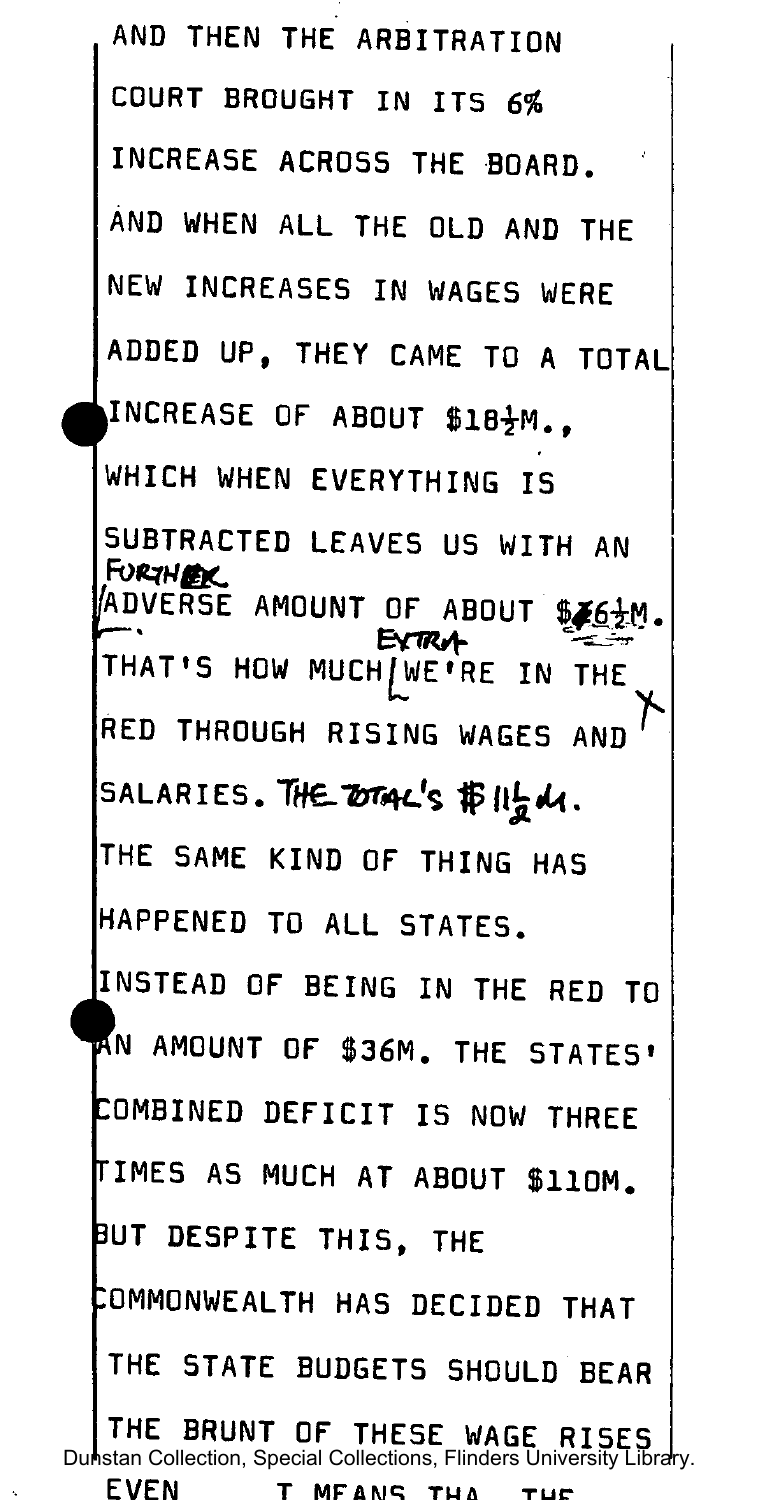AND THEN THE ARBITRATION COURT BROUGHT IN ITS 6% INCREASE ACROSS THE BOARD.

AND WHEN ALL THE OLD AND THE NEW INCREASES IN WAGES WERE ADDED UP, THEY CAME TO A TOTAL INCREASE OF ABOUT $18½M., WHICH WHEN EVERYTHING IS SUBTRACTED LEAVES US WITH AN FURTHER ADVERSE AMOUNT OF ABOUT $6½M. THAT'S HOW MUCH EXTRA WE'RE IN THE RED THROUGH RISING WAGES AND SALARIES. THE TOTAL'S $11½M.

THE SAME KIND OF THING HAS HAPPENED TO ALL STATES.

INSTEAD OF BEING IN THE RED TO AN AMOUNT OF $36M. THE STATES' COMBINED DEFICIT IS NOW THREE TIMES AS MUCH AT ABOUT $110M.

BUT DESPITE THIS, THE COMMONWEALTH HAS DECIDED THAT THE STATE BUDGETS SHOULD BEAR THE BRUNT OF THESE WAGE RISES

EVEN T MEANS THA THE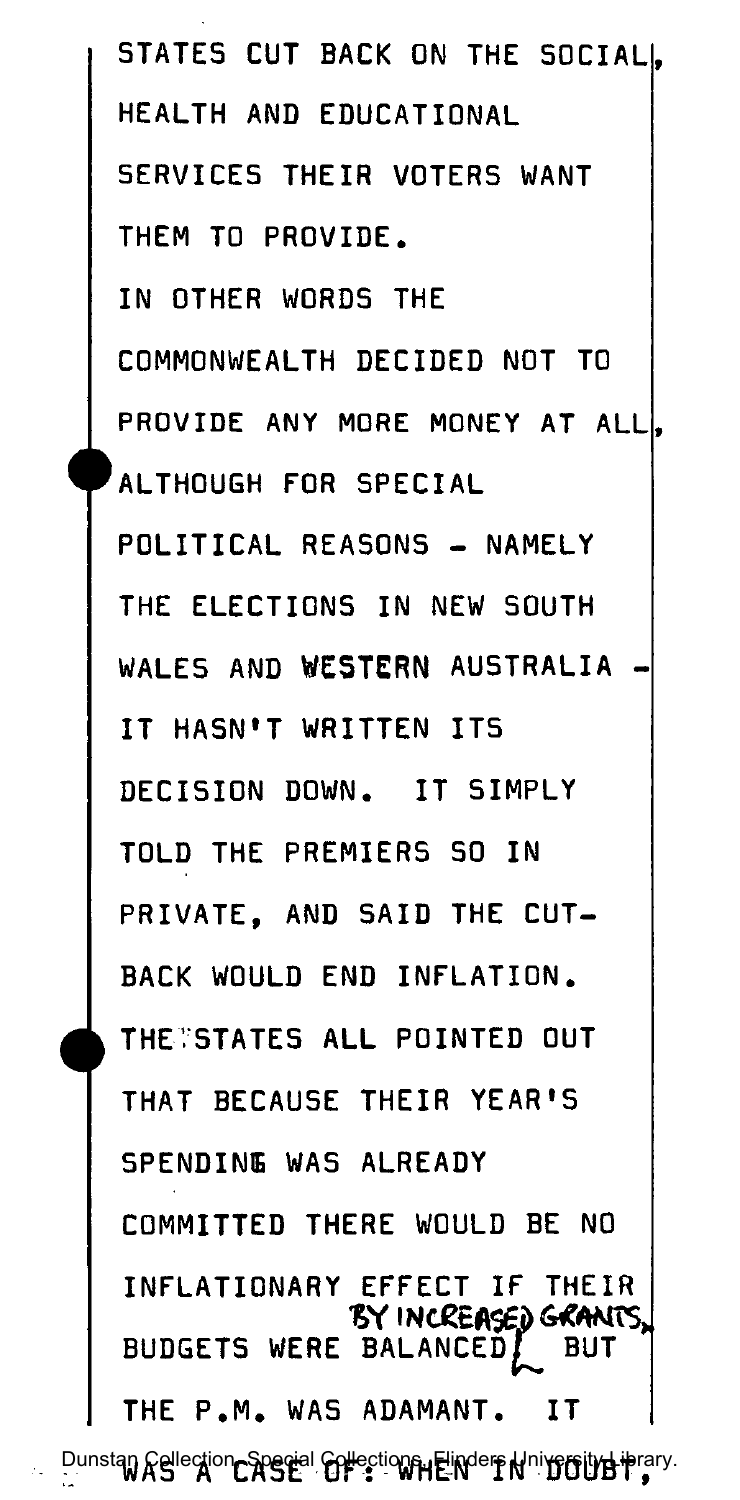STATES CUT BACK ON THE SOCIAL, HEALTH AND EDUCATIONAL SERVICES THEIR VOTERS WANT THEM TO PROVIDE.

IN OTHER WORDS THE COMMONWEALTH DECIDED NOT TO PROVIDE ANY MORE MONEY AT ALL, ALTHOUGH FOR SPECIAL POLITICAL REASONS - NAMELY THE ELECTIONS IN NEW SOUTH WALES AND WESTERN AUSTRALIA - IT HASN'T WRITTEN ITS DECISION DOWN. IT SIMPLY TOLD THE PREMIERS SO IN PRIVATE, AND SAID THE CUT-BACK WOULD END INFLATION.

THE STATES ALL POINTED OUT THAT BECAUSE THEIR YEAR'S SPENDING WAS ALREADY COMMITTED THERE WOULD BE NO INFLATIONARY EFFECT IF THEIR BUDGETS WERE BALANCED BY INCREASED GRANTS, BUT THE P.M. WAS ADAMANT. IT WAS A CASE OF: WHEN IN DOUBT,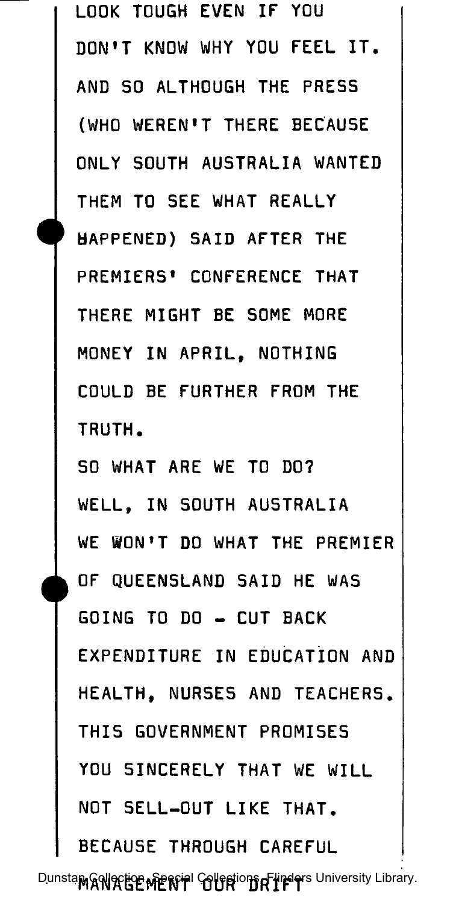LOOK TOUGH EVEN IF YOU DON'T KNOW WHY YOU FEEL IT. AND SO ALTHOUGH THE PRESS (WHO WEREN'T THERE BECAUSE ONLY SOUTH AUSTRALIA WANTED THEM TO SEE WHAT REALLY HAPPENED) SAID AFTER THE PREMIERS' CONFERENCE THAT THERE MIGHT BE SOME MORE MONEY IN APRIL, NOTHING COULD BE FURTHER FROM THE TRUTH.

SO WHAT ARE WE TO DO? WELL, IN SOUTH AUSTRALIA WE WON'T DO WHAT THE PREMIER OF QUEENSLAND SAID HE WAS GOING TO DO - CUT BACK EXPENDITURE IN EDUCATION AND HEALTH, NURSES AND TEACHERS. THIS GOVERNMENT PROMISES YOU SINCERELY THAT WE WILL NOT SELL-OUT LIKE THAT. BECAUSE THROUGH CAREFUL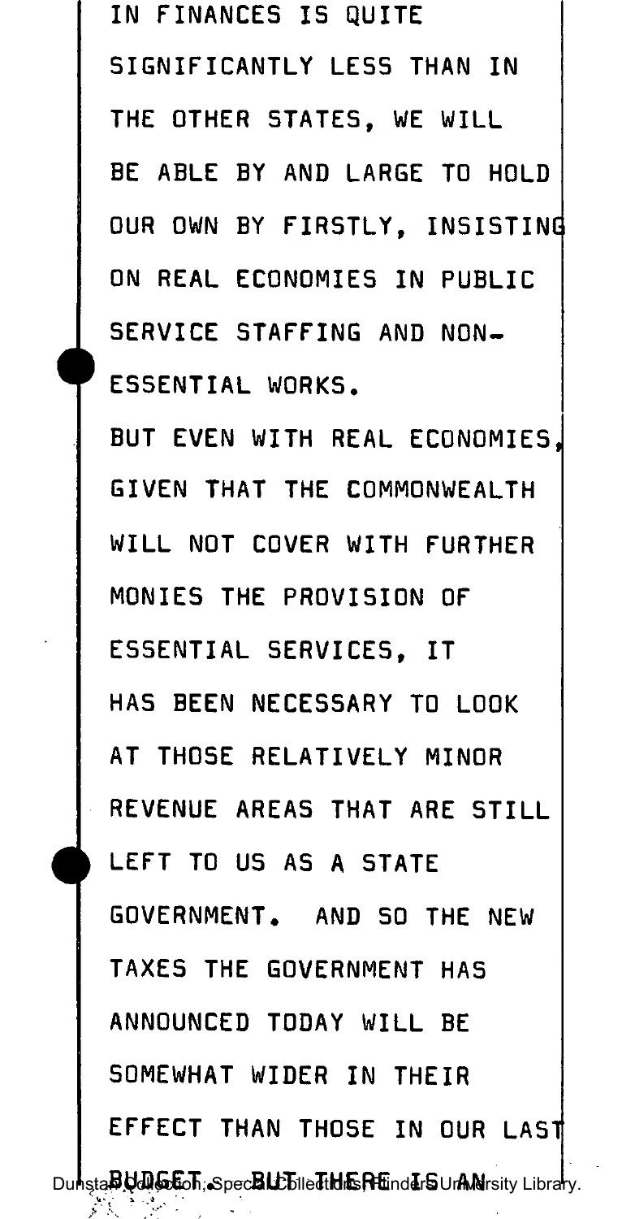IN FINANCES IS QUITE SIGNIFICANTLY LESS THAN IN THE OTHER STATES, WE WILL BE ABLE BY AND LARGE TO HOLD OUR OWN BY FIRSTLY, INSISTING ON REAL ECONOMIES IN PUBLIC SERVICE STAFFING AND NON-ESSENTIAL WORKS.

BUT EVEN WITH REAL ECONOMIES, GIVEN THAT THE COMMONWEALTH WILL NOT COVER WITH FURTHER MONIES THE PROVISION OF ESSENTIAL SERVICES, IT HAS BEEN NECESSARY TO LOOK AT THOSE RELATIVELY MINOR REVENUE AREAS THAT ARE STILL LEFT TO US AS A STATE GOVERNMENT. AND SO THE NEW TAXES THE GOVERNMENT HAS ANNOUNCED TODAY WILL BE SOMEWHAT WIDER IN THEIR EFFECT THAN THOSE IN OUR LAST BUDGET. BUT THERE IS AN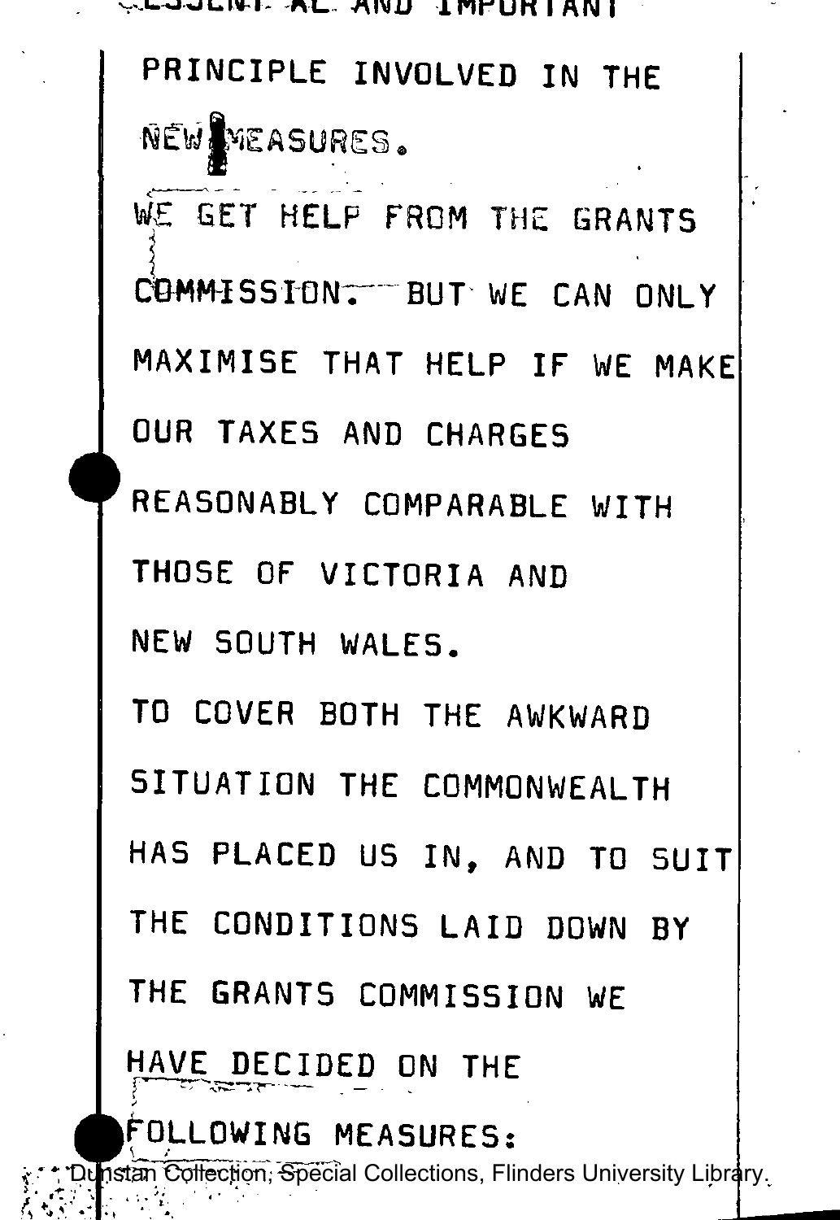ESSENTIAL AND IMPORTANT

PRINCIPLE INVOLVED IN THE

NEW MEASURES.

WE GET HELP FROM THE GRANTS

COMMISSION. BUT WE CAN ONLY

MAXIMISE THAT HELP IF WE MAKE

OUR TAXES AND CHARGES

REASONABLY COMPARABLE WITH

THOSE OF VICTORIA AND

NEW SOUTH WALES.

TO COVER BOTH THE AWKWARD

SITUATION THE COMMONWEALTH

HAS PLACED US IN, AND TO SUIT

THE CONDITIONS LAID DOWN BY

THE GRANTS COMMISSION WE

HAVE DECIDED ON THE

FOLLOWING MEASURES:

Dunstan Collection, Special Collections, Flinders University Library.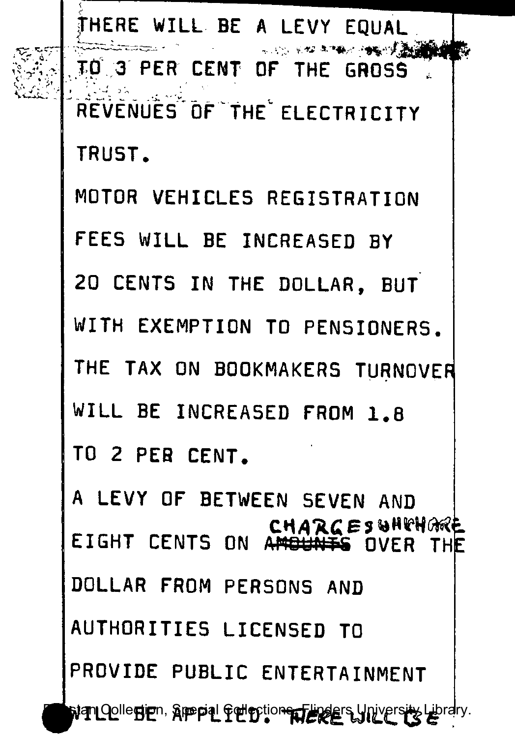THERE WILL BE A LEVY EQUAL

TO 3 PER CENT OF THE GROSS

REVENUES OF THE ELECTRICITY

TRUST.

MOTOR VEHICLES REGISTRATION

FEES WILL BE INCREASED BY

20 CENTS IN THE DOLLAR, BUT

WITH EXEMPTION TO PENSIONERS.

THE TAX ON BOOKMAKERS TURNOVER

WILL BE INCREASED FROM 1.8

TO 2 PER CENT.

A LEVY OF BETWEEN SEVEN AND

EIGHT CENTS ON ~~AMOUNTS~~ CHARGES WHICH ARE OVER THE

DOLLAR FROM PERSONS AND

AUTHORITIES LICENSED TO

PROVIDE PUBLIC ENTERTAINMENT

WILL BE APPLIED. THERE WILL BE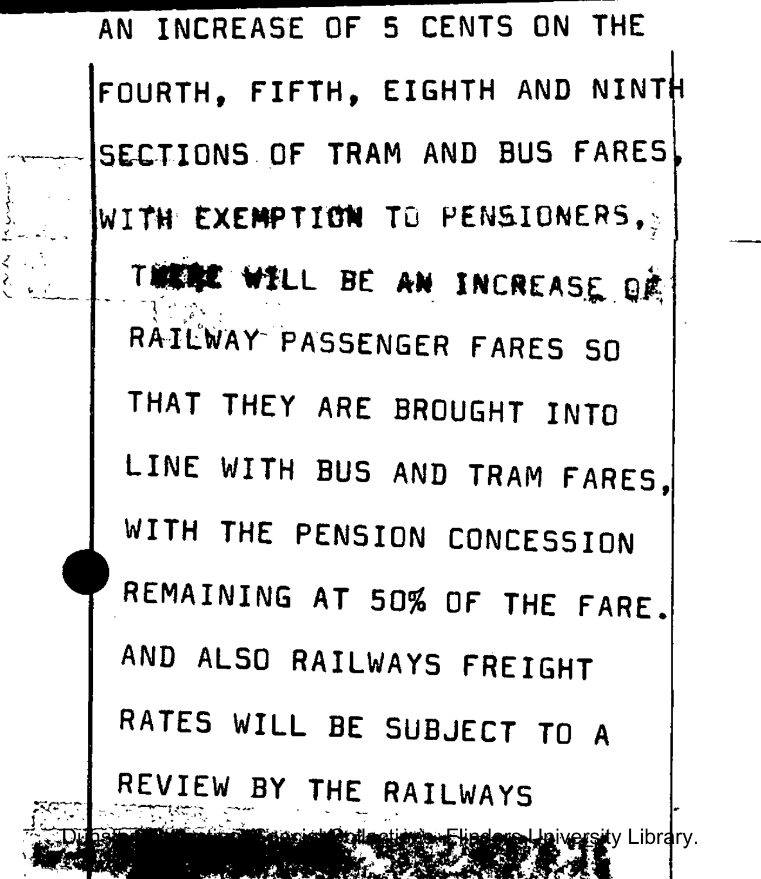AN INCREASE OF 5 CENTS ON THE FOURTH, FIFTH, EIGHTH AND NINTH SECTIONS OF TRAM AND BUS FARES, WITH EXEMPTION TO PENSIONERS,

THERE WILL BE AN INCREASE OF RAILWAY PASSENGER FARES SO THAT THEY ARE BROUGHT INTO LINE WITH BUS AND TRAM FARES, WITH THE PENSION CONCESSION REMAINING AT 50% OF THE FARE. AND ALSO RAILWAYS FREIGHT RATES WILL BE SUBJECT TO A REVIEW BY THE RAILWAYS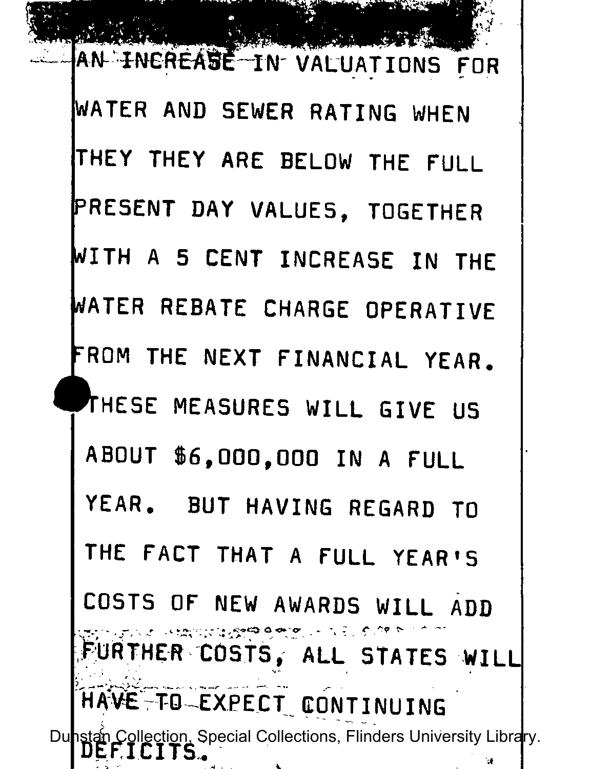AN INCREASE IN VALUATIONS FOR WATER AND SEWER RATING WHEN THEY THEY ARE BELOW THE FULL PRESENT DAY VALUES, TOGETHER WITH A 5 CENT INCREASE IN THE WATER REBATE CHARGE OPERATIVE FROM THE NEXT FINANCIAL YEAR.

THESE MEASURES WILL GIVE US ABOUT $6,000,000 IN A FULL YEAR. BUT HAVING REGARD TO THE FACT THAT A FULL YEAR'S COSTS OF NEW AWARDS WILL ADD FURTHER COSTS, ALL STATES WILL HAVE TO EXPECT CONTINUING DEFICITS.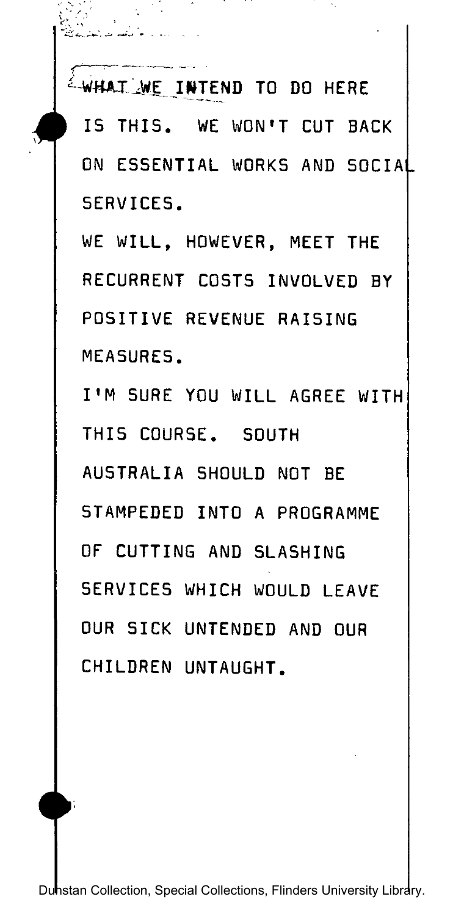WHAT WE INTEND TO DO HERE IS THIS. WE WON'T CUT BACK ON ESSENTIAL WORKS AND SOCIAL SERVICES.

WE WILL, HOWEVER, MEET THE RECURRENT COSTS INVOLVED BY POSITIVE REVENUE RAISING MEASURES.

I'M SURE YOU WILL AGREE WITH THIS COURSE. SOUTH AUSTRALIA SHOULD NOT BE STAMPEDED INTO A PROGRAMME OF CUTTING AND SLASHING SERVICES WHICH WOULD LEAVE OUR SICK UNTENDED AND OUR CHILDREN UNTAUGHT.